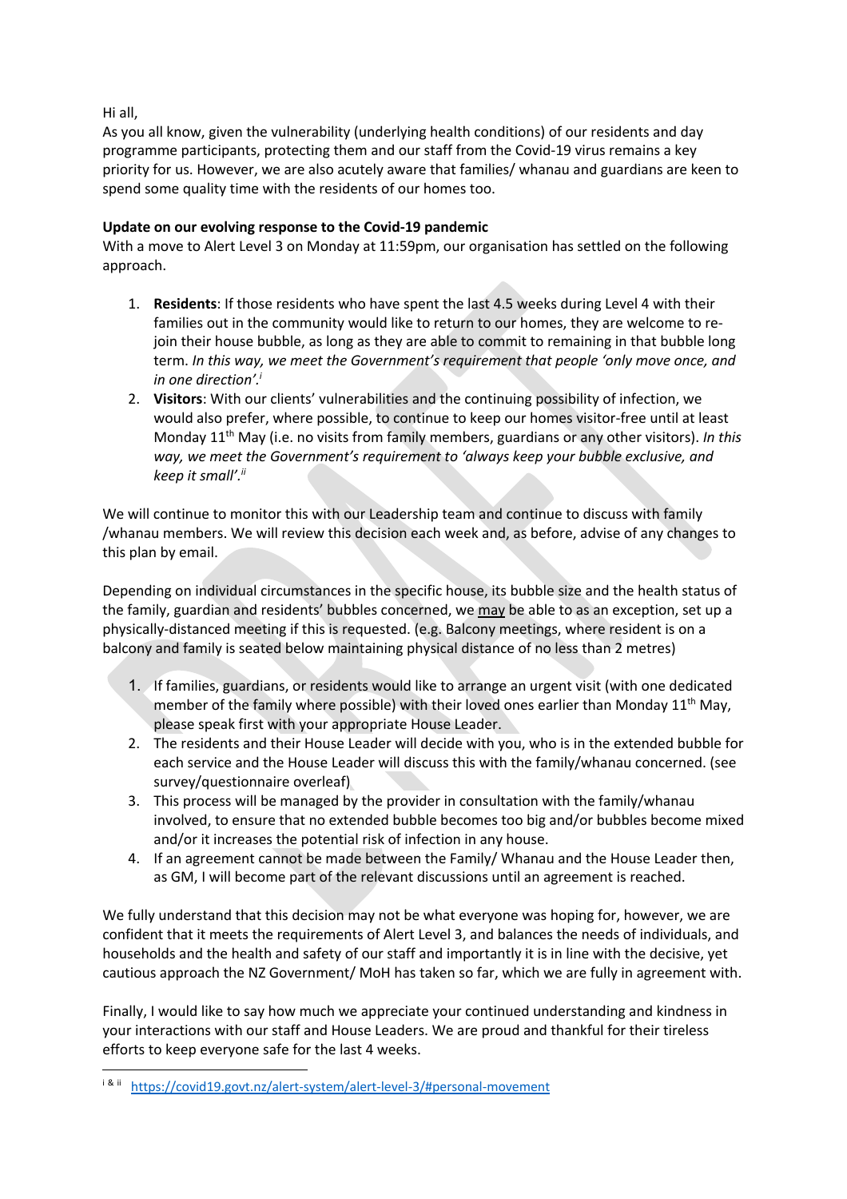Hi all,
As you all know, given the vulnerability (underlying health conditions) of our residents and day programme participants, protecting them and our staff from the Covid-19 virus remains a key priority for us. However, we are also acutely aware that families/ whanau and guardians are keen to spend some quality time with the residents of our homes too.

**Update on our evolving response to the Covid-19 pandemic**
With a move to Alert Level 3 on Monday at 11:59pm, our organisation has settled on the following approach.

1. **Residents**: If those residents who have spent the last 4.5 weeks during Level 4 with their families out in the community would like to return to our homes, they are welcome to re-join their house bubble, as long as they are able to commit to remaining in that bubble long term. *In this way, we meet the Government's requirement that people 'only move once, and in one direction'.*[i]
2. **Visitors**: With our clients' vulnerabilities and the continuing possibility of infection, we would also prefer, where possible, to continue to keep our homes visitor-free until at least Monday 11th May (i.e. no visits from family members, guardians or any other visitors). *In this way, we meet the Government's requirement to 'always keep your bubble exclusive, and keep it small'.*[ii]

We will continue to monitor this with our Leadership team and continue to discuss with family /whanau members. We will review this decision each week and, as before, advise of any changes to this plan by email.

Depending on individual circumstances in the specific house, its bubble size and the health status of the family, guardian and residents' bubbles concerned, we may be able to as an exception, set up a physically-distanced meeting if this is requested. (e.g. Balcony meetings, where resident is on a balcony and family is seated below maintaining physical distance of no less than 2 metres)

1. If families, guardians, or residents would like to arrange an urgent visit (with one dedicated member of the family where possible) with their loved ones earlier than Monday 11th May, please speak first with your appropriate House Leader.
2. The residents and their House Leader will decide with you, who is in the extended bubble for each service and the House Leader will discuss this with the family/whanau concerned. (see survey/questionnaire overleaf)
3. This process will be managed by the provider in consultation with the family/whanau involved, to ensure that no extended bubble becomes too big and/or bubbles become mixed and/or it increases the potential risk of infection in any house.
4. If an agreement cannot be made between the Family/ Whanau and the House Leader then, as GM, I will become part of the relevant discussions until an agreement is reached.

We fully understand that this decision may not be what everyone was hoping for, however, we are confident that it meets the requirements of Alert Level 3, and balances the needs of individuals, and households and the health and safety of our staff and importantly it is in line with the decisive, yet cautious approach the NZ Government/ MoH has taken so far, which we are fully in agreement with.

Finally, I would like to say how much we appreciate your continued understanding and kindness in your interactions with our staff and House Leaders. We are proud and thankful for their tireless efforts to keep everyone safe for the last 4 weeks.

---

[i & ii] https://covid19.govt.nz/alert-system/alert-level-3/#personal-movement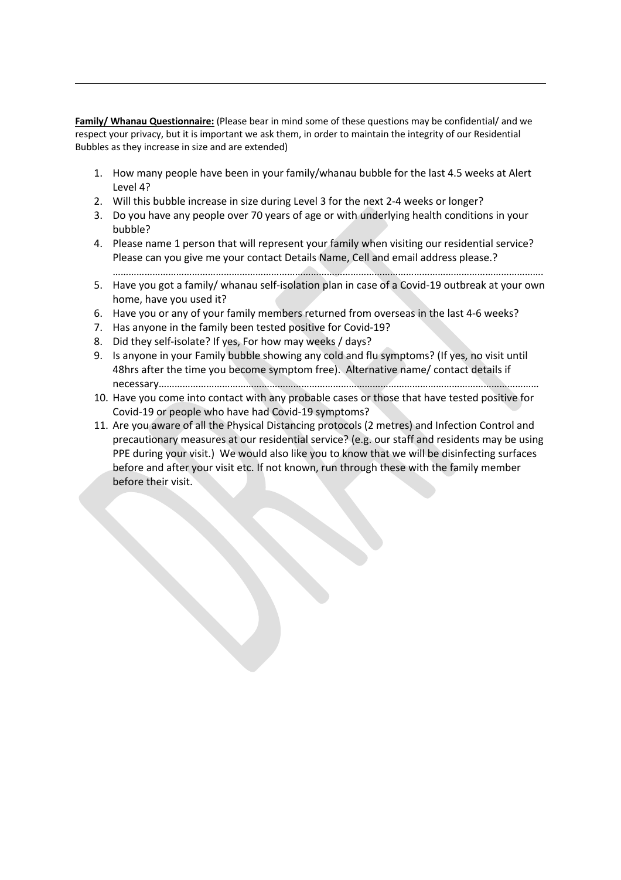**Family/ Whanau Questionnaire:** (Please bear in mind some of these questions may be confidential/ and we respect your privacy, but it is important we ask them, in order to maintain the integrity of our Residential Bubbles as they increase in size and are extended)

1. How many people have been in your family/whanau bubble for the last 4.5 weeks at Alert Level 4?
2. Will this bubble increase in size during Level 3 for the next 2-4 weeks or longer?
3. Do you have any people over 70 years of age or with underlying health conditions in your bubble?
4. Please name 1 person that will represent your family when visiting our residential service? Please can you give me your contact Details Name, Cell and email address please.?
   …………………………………………………………………………………………………………………………………………………….
5. Have you got a family/ whanau self-isolation plan in case of a Covid-19 outbreak at your own home, have you used it?
6. Have you or any of your family members returned from overseas in the last 4-6 weeks?
7. Has anyone in the family been tested positive for Covid-19?
8. Did they self-isolate? If yes, For how may weeks / days?
9. Is anyone in your Family bubble showing any cold and flu symptoms? (If yes, no visit until 48hrs after the time you become symptom free). Alternative name/ contact details if necessary……………………………………………………………………………………………………………………………
10. Have you come into contact with any probable cases or those that have tested positive for Covid-19 or people who have had Covid-19 symptoms?
11. Are you aware of all the Physical Distancing protocols (2 metres) and Infection Control and precautionary measures at our residential service? (e.g. our staff and residents may be using PPE during your visit.) We would also like you to know that we will be disinfecting surfaces before and after your visit etc. If not known, run through these with the family member before their visit.